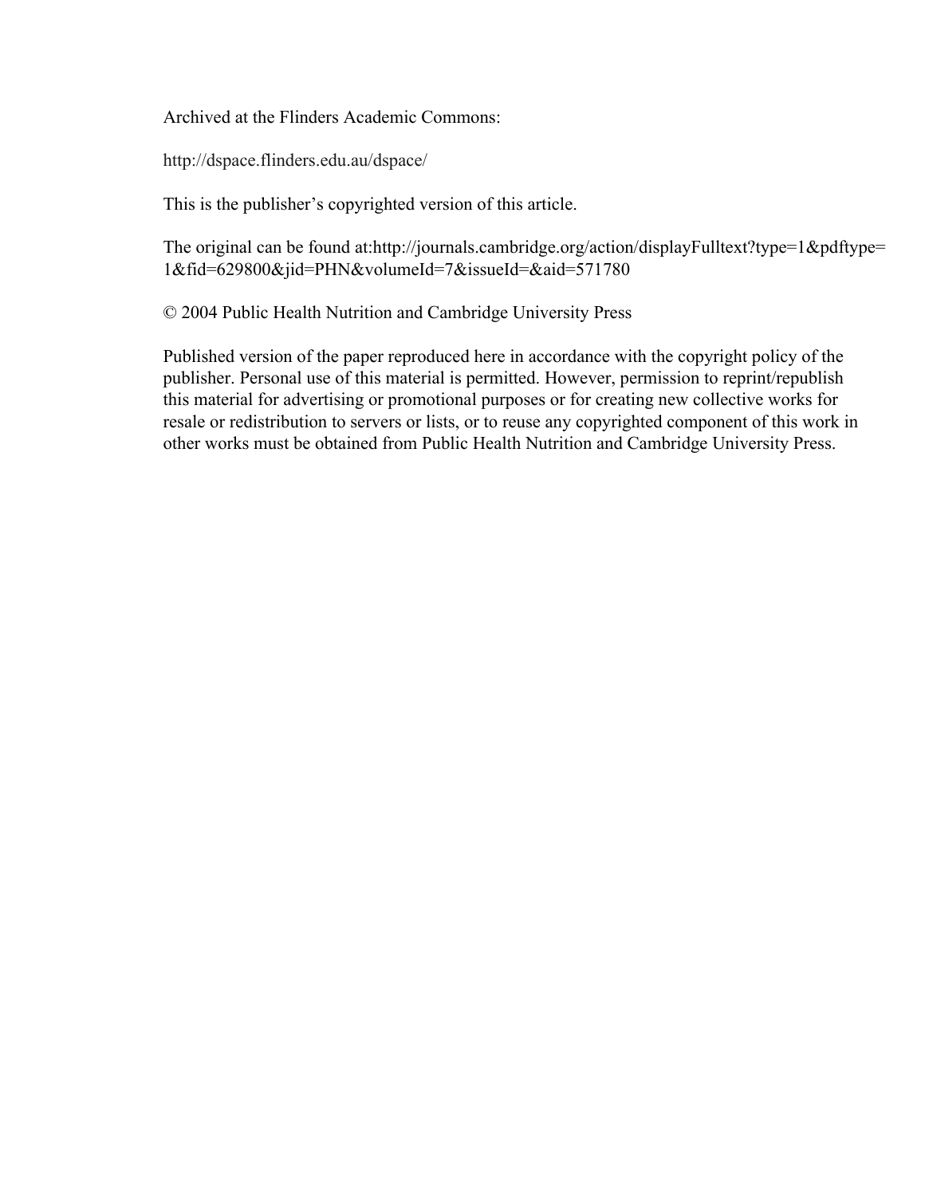Archived at the Flinders Academic Commons:

http://dspace.flinders.edu.au/dspace/

This is the publisher's copyrighted version of this article.

The original can be found at:http://journals.cambridge.org/action/displayFulltext?type=1&pdftype=1&fid=629800&jid=PHN&volumeId=7&issueId=&aid=571780

© 2004 Public Health Nutrition and Cambridge University Press

Published version of the paper reproduced here in accordance with the copyright policy of the publisher. Personal use of this material is permitted. However, permission to reprint/republish this material for advertising or promotional purposes or for creating new collective works for resale or redistribution to servers or lists, or to reuse any copyrighted component of this work in other works must be obtained from Public Health Nutrition and Cambridge University Press.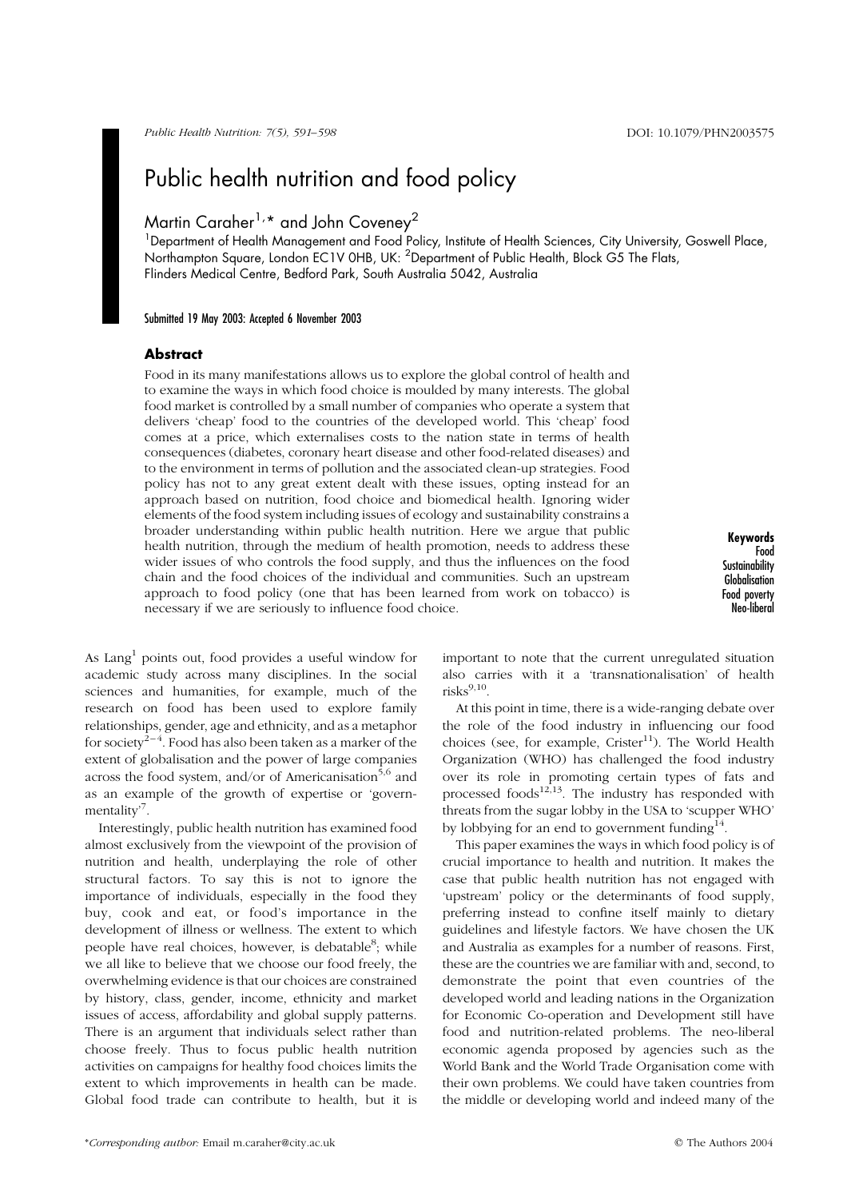# Public health nutrition and food policy

Martin Caraher[1,*] and John Coveney[2]

[1]Department of Health Management and Food Policy, Institute of Health Sciences, City University, Goswell Place, Northampton Square, London EC1V 0HB, UK: [2]Department of Public Health, Block G5 The Flats, Flinders Medical Centre, Bedford Park, South Australia 5042, Australia

Submitted 19 May 2003: Accepted 6 November 2003

## Abstract

Food in its many manifestations allows us to explore the global control of health and to examine the ways in which food choice is moulded by many interests. The global food market is controlled by a small number of companies who operate a system that delivers 'cheap' food to the countries of the developed world. This 'cheap' food comes at a price, which externalises costs to the nation state in terms of health consequences (diabetes, coronary heart disease and other food-related diseases) and to the environment in terms of pollution and the associated clean-up strategies. Food policy has not to any great extent dealt with these issues, opting instead for an approach based on nutrition, food choice and biomedical health. Ignoring wider elements of the food system including issues of ecology and sustainability constrains a broader understanding within public health nutrition. Here we argue that public health nutrition, through the medium of health promotion, needs to address these wider issues of who controls the food supply, and thus the influences on the food chain and the food choices of the individual and communities. Such an upstream approach to food policy (one that has been learned from work on tobacco) is necessary if we are seriously to influence food choice.

**Keywords**
Food
Sustainability
Globalisation
Food poverty
Neo-liberal

As Lang[1] points out, food provides a useful window for academic study across many disciplines. In the social sciences and humanities, for example, much of the research on food has been used to explore family relationships, gender, age and ethnicity, and as a metaphor for society[2–4]. Food has also been taken as a marker of the extent of globalisation and the power of large companies across the food system, and/or of Americanisation[5,6] and as an example of the growth of expertise or 'governmentality'[7].

Interestingly, public health nutrition has examined food almost exclusively from the viewpoint of the provision of nutrition and health, underplaying the role of other structural factors. To say this is not to ignore the importance of individuals, especially in the food they buy, cook and eat, or food's importance in the development of illness or wellness. The extent to which people have real choices, however, is debatable[8]; while we all like to believe that we choose our food freely, the overwhelming evidence is that our choices are constrained by history, class, gender, income, ethnicity and market issues of access, affordability and global supply patterns. There is an argument that individuals select rather than choose freely. Thus to focus public health nutrition activities on campaigns for healthy food choices limits the extent to which improvements in health can be made. Global food trade can contribute to health, but it is important to note that the current unregulated situation also carries with it a 'transnationalisation' of health risks[9,10].

At this point in time, there is a wide-ranging debate over the role of the food industry in influencing our food choices (see, for example, Crister[11]). The World Health Organization (WHO) has challenged the food industry over its role in promoting certain types of fats and processed foods[12,13]. The industry has responded with threats from the sugar lobby in the USA to 'scupper WHO' by lobbying for an end to government funding[14].

This paper examines the ways in which food policy is of crucial importance to health and nutrition. It makes the case that public health nutrition has not engaged with 'upstream' policy or the determinants of food supply, preferring instead to confine itself mainly to dietary guidelines and lifestyle factors. We have chosen the UK and Australia as examples for a number of reasons. First, these are the countries we are familiar with and, second, to demonstrate the point that even countries of the developed world and leading nations in the Organization for Economic Co-operation and Development still have food and nutrition-related problems. The neo-liberal economic agenda proposed by agencies such as the World Bank and the World Trade Organisation come with their own problems. We could have taken countries from the middle or developing world and indeed many of the

*Corresponding author: Email m.caraher@city.ac.uk

© The Authors 2004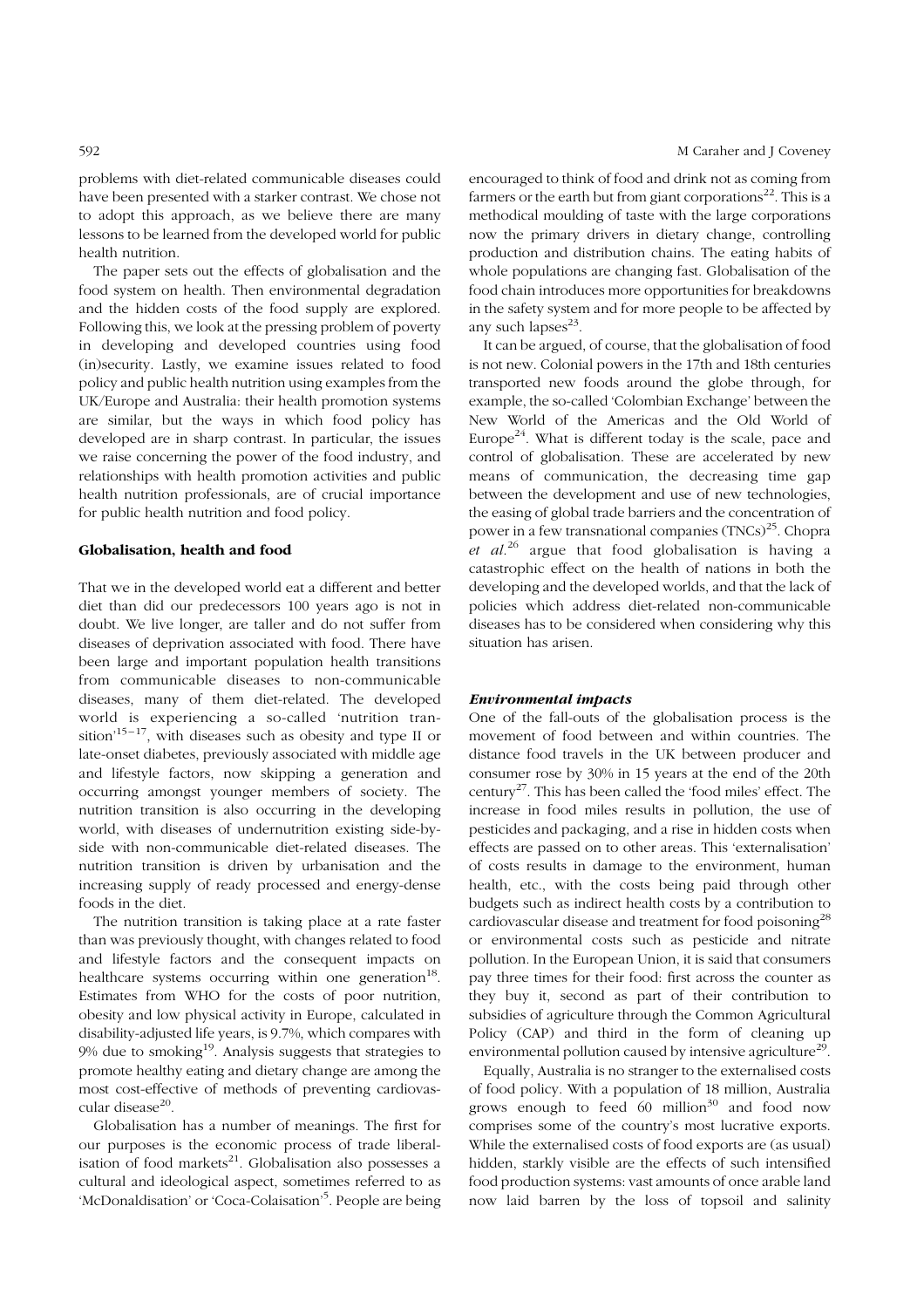problems with diet-related communicable diseases could have been presented with a starker contrast. We chose not to adopt this approach, as we believe there are many lessons to be learned from the developed world for public health nutrition.

The paper sets out the effects of globalisation and the food system on health. Then environmental degradation and the hidden costs of the food supply are explored. Following this, we look at the pressing problem of poverty in developing and developed countries using food (in)security. Lastly, we examine issues related to food policy and public health nutrition using examples from the UK/Europe and Australia: their health promotion systems are similar, but the ways in which food policy has developed are in sharp contrast. In particular, the issues we raise concerning the power of the food industry, and relationships with health promotion activities and public health nutrition professionals, are of crucial importance for public health nutrition and food policy.

## Globalisation, health and food

That we in the developed world eat a different and better diet than did our predecessors 100 years ago is not in doubt. We live longer, are taller and do not suffer from diseases of deprivation associated with food. There have been large and important population health transitions from communicable diseases to non-communicable diseases, many of them diet-related. The developed world is experiencing a so-called 'nutrition transition'[15–17], with diseases such as obesity and type II or late-onset diabetes, previously associated with middle age and lifestyle factors, now skipping a generation and occurring amongst younger members of society. The nutrition transition is also occurring in the developing world, with diseases of undernutrition existing side-by-side with non-communicable diet-related diseases. The nutrition transition is driven by urbanisation and the increasing supply of ready processed and energy-dense foods in the diet.

The nutrition transition is taking place at a rate faster than was previously thought, with changes related to food and lifestyle factors and the consequent impacts on healthcare systems occurring within one generation[18]. Estimates from WHO for the costs of poor nutrition, obesity and low physical activity in Europe, calculated in disability-adjusted life years, is 9.7%, which compares with 9% due to smoking[19]. Analysis suggests that strategies to promote healthy eating and dietary change are among the most cost-effective of methods of preventing cardiovascular disease[20].

Globalisation has a number of meanings. The first for our purposes is the economic process of trade liberalisation of food markets[21]. Globalisation also possesses a cultural and ideological aspect, sometimes referred to as 'McDonaldisation' or 'Coca-Colaisation'[5]. People are being encouraged to think of food and drink not as coming from farmers or the earth but from giant corporations[22]. This is a methodical moulding of taste with the large corporations now the primary drivers in dietary change, controlling production and distribution chains. The eating habits of whole populations are changing fast. Globalisation of the food chain introduces more opportunities for breakdowns in the safety system and for more people to be affected by any such lapses[23].

It can be argued, of course, that the globalisation of food is not new. Colonial powers in the 17th and 18th centuries transported new foods around the globe through, for example, the so-called 'Colombian Exchange' between the New World of the Americas and the Old World of Europe[24]. What is different today is the scale, pace and control of globalisation. These are accelerated by new means of communication, the decreasing time gap between the development and use of new technologies, the easing of global trade barriers and the concentration of power in a few transnational companies (TNCs)[25]. Chopra *et al.*[26] argue that food globalisation is having a catastrophic effect on the health of nations in both the developing and the developed worlds, and that the lack of policies which address diet-related non-communicable diseases has to be considered when considering why this situation has arisen.

### *Environmental impacts*

One of the fall-outs of the globalisation process is the movement of food between and within countries. The distance food travels in the UK between producer and consumer rose by 30% in 15 years at the end of the 20th century[27]. This has been called the 'food miles' effect. The increase in food miles results in pollution, the use of pesticides and packaging, and a rise in hidden costs when effects are passed on to other areas. This 'externalisation' of costs results in damage to the environment, human health, etc., with the costs being paid through other budgets such as indirect health costs by a contribution to cardiovascular disease and treatment for food poisoning[28] or environmental costs such as pesticide and nitrate pollution. In the European Union, it is said that consumers pay three times for their food: first across the counter as they buy it, second as part of their contribution to subsidies of agriculture through the Common Agricultural Policy (CAP) and third in the form of cleaning up environmental pollution caused by intensive agriculture[29].

Equally, Australia is no stranger to the externalised costs of food policy. With a population of 18 million, Australia grows enough to feed 60 million[30] and food now comprises some of the country's most lucrative exports. While the externalised costs of food exports are (as usual) hidden, starkly visible are the effects of such intensified food production systems: vast amounts of once arable land now laid barren by the loss of topsoil and salinity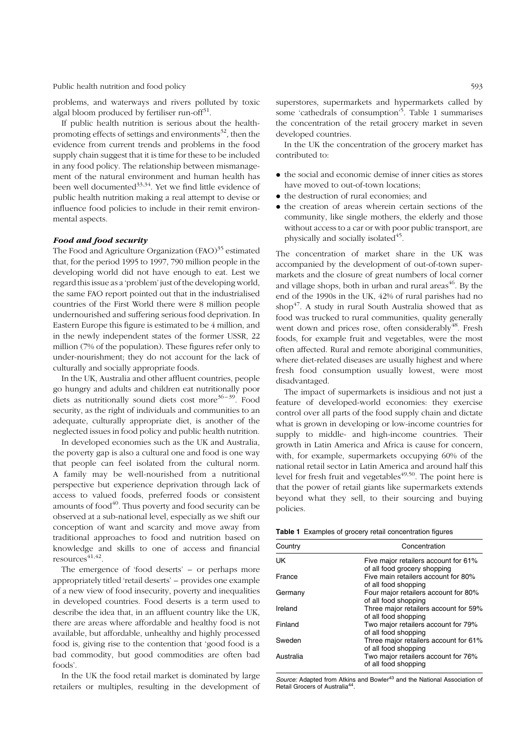problems, and waterways and rivers polluted by toxic algal bloom produced by fertiliser run-off[31].

If public health nutrition is serious about the health-promoting effects of settings and environments[32], then the evidence from current trends and problems in the food supply chain suggest that it is time for these to be included in any food policy. The relationship between mismanagement of the natural environment and human health has been well documented[33,34]. Yet we find little evidence of public health nutrition making a real attempt to devise or influence food policies to include in their remit environmental aspects.

### *Food and food security*

The Food and Agriculture Organization (FAO)[35] estimated that, for the period 1995 to 1997, 790 million people in the developing world did not have enough to eat. Lest we regard this issue as a 'problem' just of the developing world, the same FAO report pointed out that in the industrialised countries of the First World there were 8 million people undernourished and suffering serious food deprivation. In Eastern Europe this figure is estimated to be 4 million, and in the newly independent states of the former USSR, 22 million (7% of the population). These figures refer only to under-nourishment; they do not account for the lack of culturally and socially appropriate foods.

In the UK, Australia and other affluent countries, people go hungry and adults and children eat nutritionally poor diets as nutritionally sound diets cost more[36–39]. Food security, as the right of individuals and communities to an adequate, culturally appropriate diet, is another of the neglected issues in food policy and public health nutrition.

In developed economies such as the UK and Australia, the poverty gap is also a cultural one and food is one way that people can feel isolated from the cultural norm. A family may be well-nourished from a nutritional perspective but experience deprivation through lack of access to valued foods, preferred foods or consistent amounts of food[40]. Thus poverty and food security can be observed at a sub-national level, especially as we shift our conception of want and scarcity and move away from traditional approaches to food and nutrition based on knowledge and skills to one of access and financial resources[41,42].

The emergence of 'food deserts' – or perhaps more appropriately titled 'retail deserts' – provides one example of a new view of food insecurity, poverty and inequalities in developed countries. Food deserts is a term used to describe the idea that, in an affluent country like the UK, there are areas where affordable and healthy food is not available, but affordable, unhealthy and highly processed food is, giving rise to the contention that 'good food is a bad commodity, but good commodities are often bad foods'.

In the UK the food retail market is dominated by large retailers or multiples, resulting in the development of superstores, supermarkets and hypermarkets called by some 'cathedrals of consumption'[5]. Table 1 summarises the concentration of the retail grocery market in seven developed countries.

In the UK the concentration of the grocery market has contributed to:

- the social and economic demise of inner cities as stores have moved to out-of-town locations;
- the destruction of rural economies; and
- the creation of areas wherein certain sections of the community, like single mothers, the elderly and those without access to a car or with poor public transport, are physically and socially isolated[45].

The concentration of market share in the UK was accompanied by the development of out-of-town supermarkets and the closure of great numbers of local corner and village shops, both in urban and rural areas[46]. By the end of the 1990s in the UK, 42% of rural parishes had no shop[47]. A study in rural South Australia showed that as food was trucked to rural communities, quality generally went down and prices rose, often considerably[48]. Fresh foods, for example fruit and vegetables, were the most often affected. Rural and remote aboriginal communities, where diet-related diseases are usually highest and where fresh food consumption usually lowest, were most disadvantaged.

The impact of supermarkets is insidious and not just a feature of developed-world economies: they exercise control over all parts of the food supply chain and dictate what is grown in developing or low-income countries for supply to middle- and high-income countries. Their growth in Latin America and Africa is cause for concern, with, for example, supermarkets occupying 60% of the national retail sector in Latin America and around half this level for fresh fruit and vegetables[49,50]. The point here is that the power of retail giants like supermarkets extends beyond what they sell, to their sourcing and buying policies.

**Table 1** Examples of grocery retail concentration figures

| Country | Concentration |
|---|---|
| UK | Five major retailers account for 61% of all food grocery shopping |
| France | Five main retailers account for 80% of all food shopping |
| Germany | Four major retailers account for 80% of all food shopping |
| Ireland | Three major retailers account for 59% of all food shopping |
| Finland | Two major retailers account for 79% of all food shopping |
| Sweden | Three major retailers account for 61% of all food shopping |
| Australia | Two major retailers account for 76% of all food shopping |

*Source:* Adapted from Atkins and Bowler[43] and the National Association of Retail Grocers of Australia[44].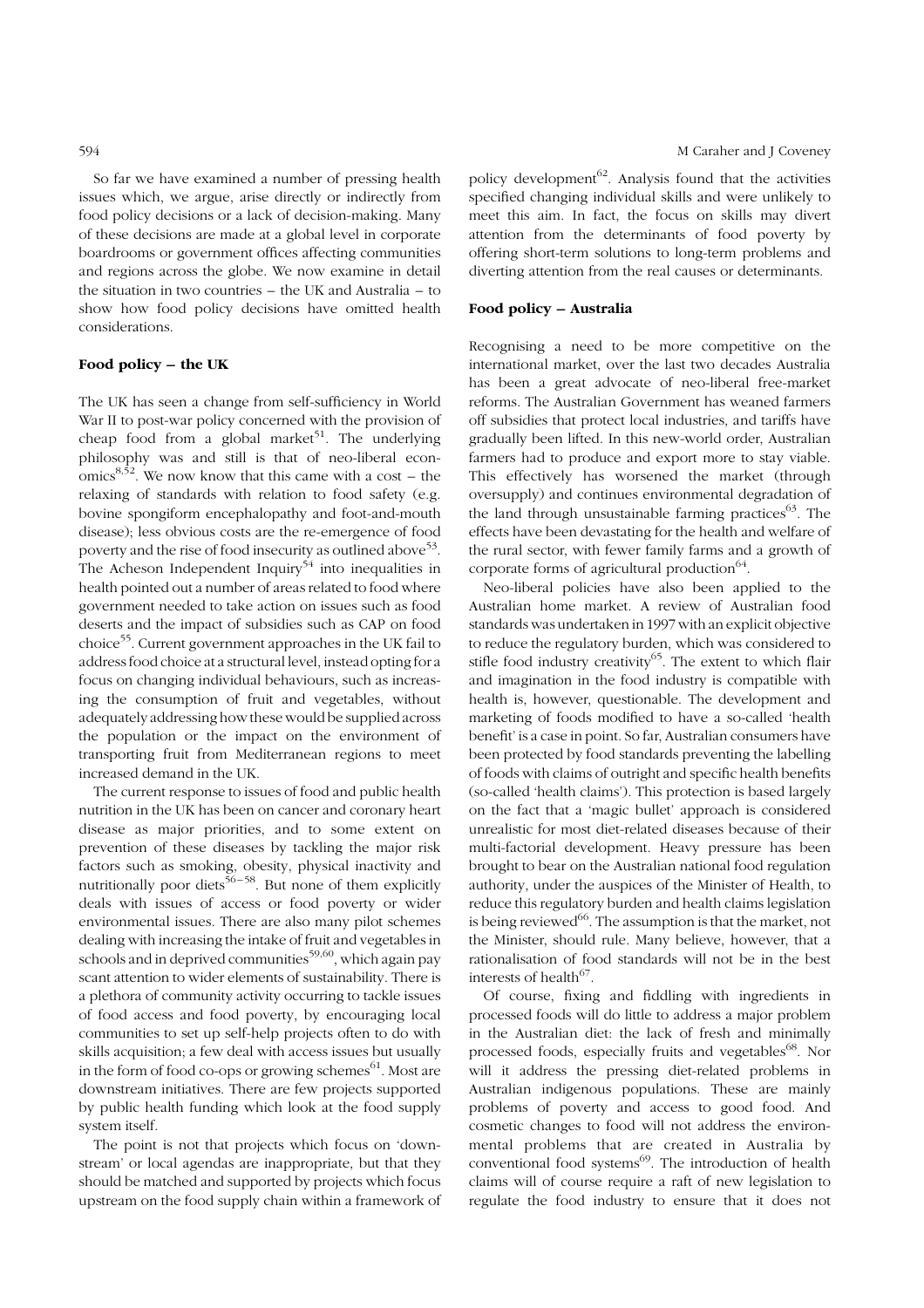So far we have examined a number of pressing health issues which, we argue, arise directly or indirectly from food policy decisions or a lack of decision-making. Many of these decisions are made at a global level in corporate boardrooms or government offices affecting communities and regions across the globe. We now examine in detail the situation in two countries – the UK and Australia – to show how food policy decisions have omitted health considerations.

## Food policy – the UK

The UK has seen a change from self-sufficiency in World War II to post-war policy concerned with the provision of cheap food from a global market[51]. The underlying philosophy was and still is that of neo-liberal economics[8,52]. We now know that this came with a cost – the relaxing of standards with relation to food safety (e.g. bovine spongiform encephalopathy and foot-and-mouth disease); less obvious costs are the re-emergence of food poverty and the rise of food insecurity as outlined above[53]. The Acheson Independent Inquiry[54] into inequalities in health pointed out a number of areas related to food where government needed to take action on issues such as food deserts and the impact of subsidies such as CAP on food choice[55]. Current government approaches in the UK fail to address food choice at a structural level, instead opting for a focus on changing individual behaviours, such as increasing the consumption of fruit and vegetables, without adequately addressing how these would be supplied across the population or the impact on the environment of transporting fruit from Mediterranean regions to meet increased demand in the UK.

The current response to issues of food and public health nutrition in the UK has been on cancer and coronary heart disease as major priorities, and to some extent on prevention of these diseases by tackling the major risk factors such as smoking, obesity, physical inactivity and nutritionally poor diets[56–58]. But none of them explicitly deals with issues of access or food poverty or wider environmental issues. There are also many pilot schemes dealing with increasing the intake of fruit and vegetables in schools and in deprived communities[59,60], which again pay scant attention to wider elements of sustainability. There is a plethora of community activity occurring to tackle issues of food access and food poverty, by encouraging local communities to set up self-help projects often to do with skills acquisition; a few deal with access issues but usually in the form of food co-ops or growing schemes[61]. Most are downstream initiatives. There are few projects supported by public health funding which look at the food supply system itself.

The point is not that projects which focus on 'downstream' or local agendas are inappropriate, but that they should be matched and supported by projects which focus upstream on the food supply chain within a framework of policy development[62]. Analysis found that the activities specified changing individual skills and were unlikely to meet this aim. In fact, the focus on skills may divert attention from the determinants of food poverty by offering short-term solutions to long-term problems and diverting attention from the real causes or determinants.

## Food policy – Australia

Recognising a need to be more competitive on the international market, over the last two decades Australia has been a great advocate of neo-liberal free-market reforms. The Australian Government has weaned farmers off subsidies that protect local industries, and tariffs have gradually been lifted. In this new-world order, Australian farmers had to produce and export more to stay viable. This effectively has worsened the market (through oversupply) and continues environmental degradation of the land through unsustainable farming practices[63]. The effects have been devastating for the health and welfare of the rural sector, with fewer family farms and a growth of corporate forms of agricultural production[64].

Neo-liberal policies have also been applied to the Australian home market. A review of Australian food standards was undertaken in 1997 with an explicit objective to reduce the regulatory burden, which was considered to stifle food industry creativity[65]. The extent to which flair and imagination in the food industry is compatible with health is, however, questionable. The development and marketing of foods modified to have a so-called 'health benefit' is a case in point. So far, Australian consumers have been protected by food standards preventing the labelling of foods with claims of outright and specific health benefits (so-called 'health claims'). This protection is based largely on the fact that a 'magic bullet' approach is considered unrealistic for most diet-related diseases because of their multi-factorial development. Heavy pressure has been brought to bear on the Australian national food regulation authority, under the auspices of the Minister of Health, to reduce this regulatory burden and health claims legislation is being reviewed[66]. The assumption is that the market, not the Minister, should rule. Many believe, however, that a rationalisation of food standards will not be in the best interests of health[67].

Of course, fixing and fiddling with ingredients in processed foods will do little to address a major problem in the Australian diet: the lack of fresh and minimally processed foods, especially fruits and vegetables[68]. Nor will it address the pressing diet-related problems in Australian indigenous populations. These are mainly problems of poverty and access to good food. And cosmetic changes to food will not address the environmental problems that are created in Australia by conventional food systems[69]. The introduction of health claims will of course require a raft of new legislation to regulate the food industry to ensure that it does not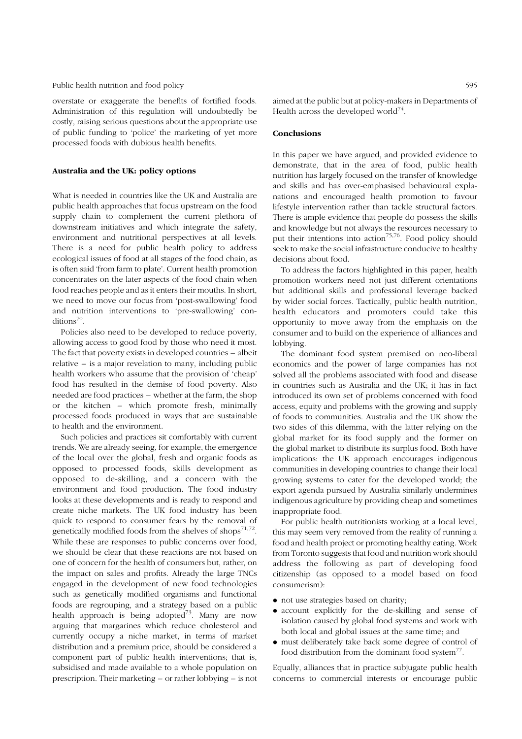overstate or exaggerate the benefits of fortified foods. Administration of this regulation will undoubtedly be costly, raising serious questions about the appropriate use of public funding to 'police' the marketing of yet more processed foods with dubious health benefits.

## Australia and the UK: policy options

What is needed in countries like the UK and Australia are public health approaches that focus upstream on the food supply chain to complement the current plethora of downstream initiatives and which integrate the safety, environment and nutritional perspectives at all levels. There is a need for public health policy to address ecological issues of food at all stages of the food chain, as is often said 'from farm to plate'. Current health promotion concentrates on the later aspects of the food chain when food reaches people and as it enters their mouths. In short, we need to move our focus from 'post-swallowing' food and nutrition interventions to 'pre-swallowing' conditions[70].

Policies also need to be developed to reduce poverty, allowing access to good food by those who need it most. The fact that poverty exists in developed countries – albeit relative – is a major revelation to many, including public health workers who assume that the provision of 'cheap' food has resulted in the demise of food poverty. Also needed are food practices – whether at the farm, the shop or the kitchen – which promote fresh, minimally processed foods produced in ways that are sustainable to health and the environment.

Such policies and practices sit comfortably with current trends. We are already seeing, for example, the emergence of the local over the global, fresh and organic foods as opposed to processed foods, skills development as opposed to de-skilling, and a concern with the environment and food production. The food industry looks at these developments and is ready to respond and create niche markets. The UK food industry has been quick to respond to consumer fears by the removal of genetically modified foods from the shelves of shops[71,72]. While these are responses to public concerns over food, we should be clear that these reactions are not based on one of concern for the health of consumers but, rather, on the impact on sales and profits. Already the large TNCs engaged in the development of new food technologies such as genetically modified organisms and functional foods are regrouping, and a strategy based on a public health approach is being adopted[73]. Many are now arguing that margarines which reduce cholesterol and currently occupy a niche market, in terms of market distribution and a premium price, should be considered a component part of public health interventions; that is, subsidised and made available to a whole population on prescription. Their marketing – or rather lobbying – is not aimed at the public but at policy-makers in Departments of Health across the developed world[74].

## Conclusions

In this paper we have argued, and provided evidence to demonstrate, that in the area of food, public health nutrition has largely focused on the transfer of knowledge and skills and has over-emphasised behavioural explanations and encouraged health promotion to favour lifestyle intervention rather than tackle structural factors. There is ample evidence that people do possess the skills and knowledge but not always the resources necessary to put their intentions into action[75,76]. Food policy should seek to make the social infrastructure conducive to healthy decisions about food.

To address the factors highlighted in this paper, health promotion workers need not just different orientations but additional skills and professional leverage backed by wider social forces. Tactically, public health nutrition, health educators and promoters could take this opportunity to move away from the emphasis on the consumer and to build on the experience of alliances and lobbying.

The dominant food system premised on neo-liberal economics and the power of large companies has not solved all the problems associated with food and disease in countries such as Australia and the UK; it has in fact introduced its own set of problems concerned with food access, equity and problems with the growing and supply of foods to communities. Australia and the UK show the two sides of this dilemma, with the latter relying on the global market for its food supply and the former on the global market to distribute its surplus food. Both have implications: the UK approach encourages indigenous communities in developing countries to change their local growing systems to cater for the developed world; the export agenda pursued by Australia similarly undermines indigenous agriculture by providing cheap and sometimes inappropriate food.

For public health nutritionists working at a local level, this may seem very removed from the reality of running a food and health project or promoting healthy eating. Work from Toronto suggests that food and nutrition work should address the following as part of developing food citizenship (as opposed to a model based on food consumerism):

- not use strategies based on charity;
- account explicitly for the de-skilling and sense of isolation caused by global food systems and work with both local and global issues at the same time; and
- must deliberately take back some degree of control of food distribution from the dominant food system[77].

Equally, alliances that in practice subjugate public health concerns to commercial interests or encourage public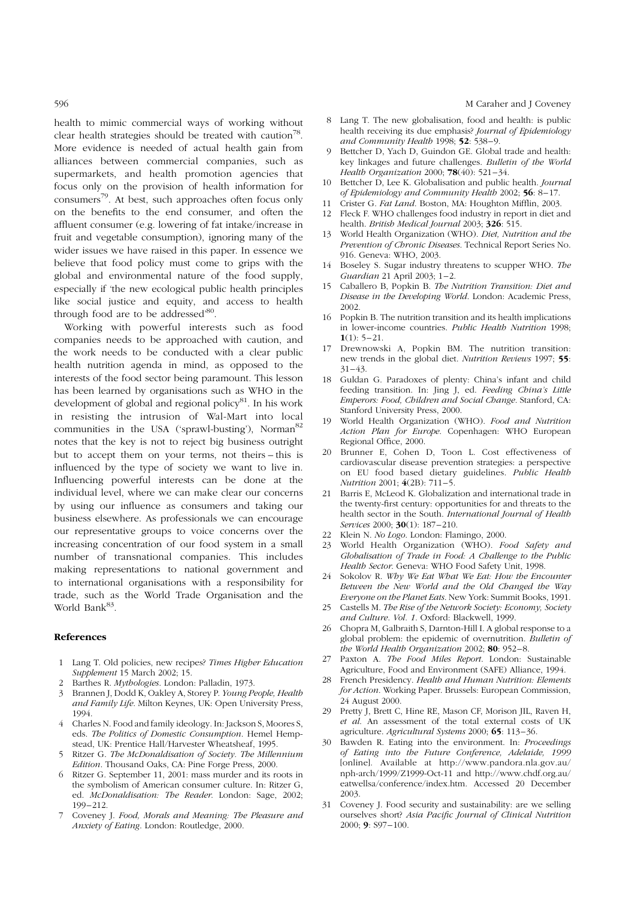health to mimic commercial ways of working without clear health strategies should be treated with caution[78]. More evidence is needed of actual health gain from alliances between commercial companies, such as supermarkets, and health promotion agencies that focus only on the provision of health information for consumers[79]. At best, such approaches often focus only on the benefits to the end consumer, and often the affluent consumer (e.g. lowering of fat intake/increase in fruit and vegetable consumption), ignoring many of the wider issues we have raised in this paper. In essence we believe that food policy must come to grips with the global and environmental nature of the food supply, especially if 'the new ecological public health principles like social justice and equity, and access to health through food are to be addressed'[80].

Working with powerful interests such as food companies needs to be approached with caution, and the work needs to be conducted with a clear public health nutrition agenda in mind, as opposed to the interests of the food sector being paramount. This lesson has been learned by organisations such as WHO in the development of global and regional policy[81]. In his work in resisting the intrusion of Wal-Mart into local communities in the USA ('sprawl-busting'), Norman[82] notes that the key is not to reject big business outright but to accept them on your terms, not theirs – this is influenced by the type of society we want to live in. Influencing powerful interests can be done at the individual level, where we can make clear our concerns by using our influence as consumers and taking our business elsewhere. As professionals we can encourage our representative groups to voice concerns over the increasing concentration of our food system in a small number of transnational companies. This includes making representations to national government and to international organisations with a responsibility for trade, such as the World Trade Organisation and the World Bank[83].

## References

1. Lang T. Old policies, new recipes? *Times Higher Education Supplement* 15 March 2002; 15.
2. Barthes R. *Mythologies*. London: Palladin, 1973.
3. Brannen J, Dodd K, Oakley A, Storey P. *Young People, Health and Family Life*. Milton Keynes, UK: Open University Press, 1994.
4. Charles N. Food and family ideology. In: Jackson S, Moores S, eds. *The Politics of Domestic Consumption*. Hemel Hempstead, UK: Prentice Hall/Harvester Wheatsheaf, 1995.
5. Ritzer G. *The McDonaldisation of Society. The Millennium Edition*. Thousand Oaks, CA: Pine Forge Press, 2000.
6. Ritzer G. September 11, 2001: mass murder and its roots in the symbolism of American consumer culture. In: Ritzer G, ed. *McDonaldisation: The Reader*. London: Sage, 2002; 199–212.
7. Coveney J. *Food, Morals and Meaning: The Pleasure and Anxiety of Eating*. London: Routledge, 2000.
8. Lang T. The new globalisation, food and health: is public health receiving its due emphasis? *Journal of Epidemiology and Community Health* 1998; **52**: 538–9.
9. Bettcher D, Yach D, Guindon GE. Global trade and health: key linkages and future challenges. *Bulletin of the World Health Organization* 2000; **78**(40): 521–34.
10. Bettcher D, Lee K. Globalisation and public health. *Journal of Epidemiology and Community Health* 2002; **56**: 8–17.
11. Crister G. *Fat Land*. Boston, MA: Houghton Mifflin, 2003.
12. Fleck F. WHO challenges food industry in report in diet and health. *British Medical Journal* 2003; **326**: 515.
13. World Health Organization (WHO). *Diet, Nutrition and the Prevention of Chronic Diseases*. Technical Report Series No. 916. Geneva: WHO, 2003.
14. Boseley S. Sugar industry threatens to scupper WHO. *The Guardian* 21 April 2003; 1–2.
15. Caballero B, Popkin B. *The Nutrition Transition: Diet and Disease in the Developing World*. London: Academic Press, 2002.
16. Popkin B. The nutrition transition and its health implications in lower-income countries. *Public Health Nutrition* 1998; **1**(1): 5–21.
17. Drewnowski A, Popkin BM. The nutrition transition: new trends in the global diet. *Nutrition Reviews* 1997; **55**: 31–43.
18. Guldan G. Paradoxes of plenty: China's infant and child feeding transition. In: Jing J, ed. *Feeding China's Little Emperors: Food, Children and Social Change*. Stanford, CA: Stanford University Press, 2000.
19. World Health Organization (WHO). *Food and Nutrition Action Plan for Europe*. Copenhagen: WHO European Regional Office, 2000.
20. Brunner E, Cohen D, Toon L. Cost effectiveness of cardiovascular disease prevention strategies: a perspective on EU food based dietary guidelines. *Public Health Nutrition* 2001; **4**(2B): 711–5.
21. Barris E, McLeod K. Globalization and international trade in the twenty-first century: opportunities for and threats to the health sector in the South. *International Journal of Health Services* 2000; **30**(1): 187–210.
22. Klein N. *No Logo*. London: Flamingo, 2000.
23. World Health Organization (WHO). *Food Safety and Globalisation of Trade in Food: A Challenge to the Public Health Sector*. Geneva: WHO Food Safety Unit, 1998.
24. Sokolov R. *Why We Eat What We Eat: How the Encounter Between the New World and the Old Changed the Way Everyone on the Planet Eats*. New York: Summit Books, 1991.
25. Castells M. *The Rise of the Network Society: Economy, Society and Culture. Vol. 1*. Oxford: Blackwell, 1999.
26. Chopra M, Galbraith S, Darnton-Hill I. A global response to a global problem: the epidemic of overnutrition. *Bulletin of the World Health Organization* 2002; **80**: 952–8.
27. Paxton A. *The Food Miles Report*. London: Sustainable Agriculture, Food and Environment (SAFE) Alliance, 1994.
28. French Presidency. *Health and Human Nutrition: Elements for Action*. Working Paper. Brussels: European Commission, 24 August 2000.
29. Pretty J, Brett C, Hine RE, Mason CF, Morison JIL, Raven H, *et al*. An assessment of the total external costs of UK agriculture. *Agricultural Systems* 2000; **65**: 113–36.
30. Bawden R. Eating into the environment. In: *Proceedings of Eating into the Future Conference, Adelaide, 1999* [online]. Available at http://www.pandora.nla.gov.au/nph-arch/1999/Z1999-Oct-11 and http://www.chdf.org.au/eatwellsa/conference/index.htm. Accessed 20 December 2003.
31. Coveney J. Food security and sustainability: are we selling ourselves short? *Asia Pacific Journal of Clinical Nutrition* 2000; **9**: S97–100.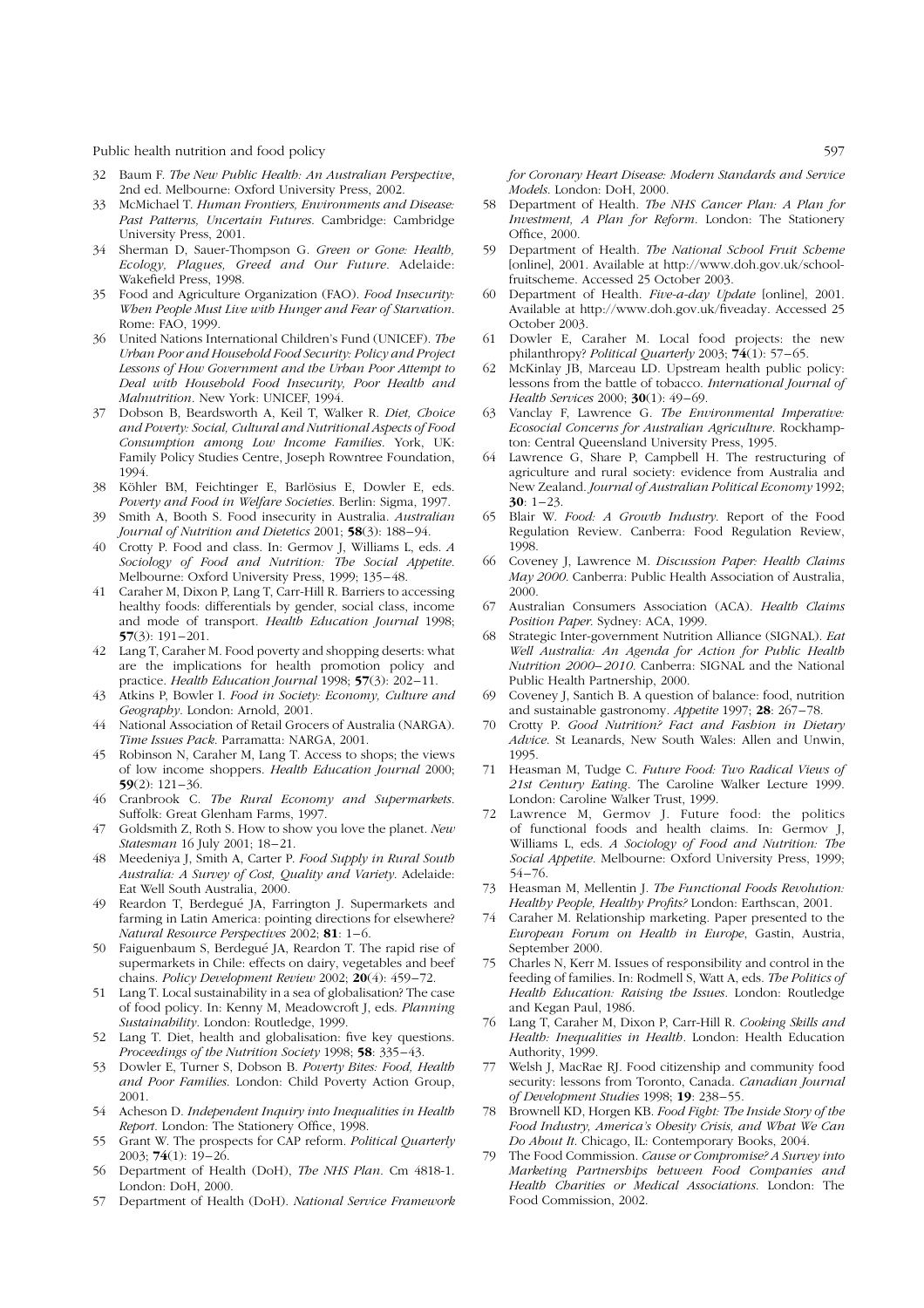32 Baum F. *The New Public Health: An Australian Perspective*, 2nd ed. Melbourne: Oxford University Press, 2002.
33 McMichael T. *Human Frontiers, Environments and Disease: Past Patterns, Uncertain Futures*. Cambridge: Cambridge University Press, 2001.
34 Sherman D, Sauer-Thompson G. *Green or Gone: Health, Ecology, Plagues, Greed and Our Future*. Adelaide: Wakefield Press, 1998.
35 Food and Agriculture Organization (FAO). *Food Insecurity: When People Must Live with Hunger and Fear of Starvation*. Rome: FAO, 1999.
36 United Nations International Children's Fund (UNICEF). *The Urban Poor and Household Food Security: Policy and Project Lessons of How Government and the Urban Poor Attempt to Deal with Household Food Insecurity, Poor Health and Malnutrition*. New York: UNICEF, 1994.
37 Dobson B, Beardsworth A, Keil T, Walker R. *Diet, Choice and Poverty: Social, Cultural and Nutritional Aspects of Food Consumption among Low Income Families*. York, UK: Family Policy Studies Centre, Joseph Rowntree Foundation, 1994.
38 Köhler BM, Feichtinger E, Barlösius E, Dowler E, eds. *Poverty and Food in Welfare Societies*. Berlin: Sigma, 1997.
39 Smith A, Booth S. Food insecurity in Australia. *Australian Journal of Nutrition and Dietetics* 2001; **58**(3): 188–94.
40 Crotty P. Food and class. In: Germov J, Williams L, eds. *A Sociology of Food and Nutrition: The Social Appetite*. Melbourne: Oxford University Press, 1999; 135–48.
41 Caraher M, Dixon P, Lang T, Carr-Hill R. Barriers to accessing healthy foods: differentials by gender, social class, income and mode of transport. *Health Education Journal* 1998; **57**(3): 191–201.
42 Lang T, Caraher M. Food poverty and shopping deserts: what are the implications for health promotion policy and practice. *Health Education Journal* 1998; **57**(3): 202–11.
43 Atkins P, Bowler I. *Food in Society: Economy, Culture and Geography*. London: Arnold, 2001.
44 National Association of Retail Grocers of Australia (NARGA). *Time Issues Pack*. Parramatta: NARGA, 2001.
45 Robinson N, Caraher M, Lang T. Access to shops; the views of low income shoppers. *Health Education Journal* 2000; **59**(2): 121–36.
46 Cranbrook C. *The Rural Economy and Supermarkets*. Suffolk: Great Glenham Farms, 1997.
47 Goldsmith Z, Roth S. How to show you love the planet. *New Statesman* 16 July 2001; 18–21.
48 Meedeniya J, Smith A, Carter P. *Food Supply in Rural South Australia: A Survey of Cost, Quality and Variety*. Adelaide: Eat Well South Australia, 2000.
49 Reardon T, Berdegué JA, Farrington J. Supermarkets and farming in Latin America: pointing directions for elsewhere? *Natural Resource Perspectives* 2002; **81**: 1–6.
50 Faiguenbaum S, Berdegué JA, Reardon T. The rapid rise of supermarkets in Chile: effects on dairy, vegetables and beef chains. *Policy Development Review* 2002; **20**(4): 459–72.
51 Lang T. Local sustainability in a sea of globalisation? The case of food policy. In: Kenny M, Meadowcroft J, eds. *Planning Sustainability*. London: Routledge, 1999.
52 Lang T. Diet, health and globalisation: five key questions. *Proceedings of the Nutrition Society* 1998; **58**: 335–43.
53 Dowler E, Turner S, Dobson B. *Poverty Bites: Food, Health and Poor Families*. London: Child Poverty Action Group, 2001.
54 Acheson D. *Independent Inquiry into Inequalities in Health Report*. London: The Stationery Office, 1998.
55 Grant W. The prospects for CAP reform. *Political Quarterly* 2003; **74**(1): 19–26.
56 Department of Health (DoH), *The NHS Plan*. Cm 4818-1. London: DoH, 2000.
57 Department of Health (DoH). *National Service Framework for Coronary Heart Disease: Modern Standards and Service Models*. London: DoH, 2000.
58 Department of Health. *The NHS Cancer Plan: A Plan for Investment, A Plan for Reform*. London: The Stationery Office, 2000.
59 Department of Health. *The National School Fruit Scheme* [online], 2001. Available at http://www.doh.gov.uk/schoolfruitscheme. Accessed 25 October 2003.
60 Department of Health. *Five-a-day Update* [online], 2001. Available at http://www.doh.gov.uk/fiveaday. Accessed 25 October 2003.
61 Dowler E, Caraher M. Local food projects: the new philanthropy? *Political Quarterly* 2003; **74**(1): 57–65.
62 McKinlay JB, Marceau LD. Upstream health public policy: lessons from the battle of tobacco. *International Journal of Health Services* 2000; **30**(1): 49–69.
63 Vanclay F, Lawrence G. *The Environmental Imperative: Ecosocial Concerns for Australian Agriculture*. Rockhampton: Central Queensland University Press, 1995.
64 Lawrence G, Share P, Campbell H. The restructuring of agriculture and rural society: evidence from Australia and New Zealand. *Journal of Australian Political Economy* 1992; **30**: 1–23.
65 Blair W. *Food: A Growth Industry*. Report of the Food Regulation Review. Canberra: Food Regulation Review, 1998.
66 Coveney J, Lawrence M. *Discussion Paper: Health Claims May 2000*. Canberra: Public Health Association of Australia, 2000.
67 Australian Consumers Association (ACA). *Health Claims Position Paper*. Sydney: ACA, 1999.
68 Strategic Inter-government Nutrition Alliance (SIGNAL). *Eat Well Australia: An Agenda for Action for Public Health Nutrition 2000–2010*. Canberra: SIGNAL and the National Public Health Partnership, 2000.
69 Coveney J, Santich B. A question of balance: food, nutrition and sustainable gastronomy. *Appetite* 1997; **28**: 267–78.
70 Crotty P. *Good Nutrition? Fact and Fashion in Dietary Advice*. St Leanards, New South Wales: Allen and Unwin, 1995.
71 Heasman M, Tudge C. *Future Food: Two Radical Views of 21st Century Eating*. The Caroline Walker Lecture 1999. London: Caroline Walker Trust, 1999.
72 Lawrence M, Germov J. Future food: the politics of functional foods and health claims. In: Germov J, Williams L, eds. *A Sociology of Food and Nutrition: The Social Appetite*. Melbourne: Oxford University Press, 1999; 54–76.
73 Heasman M, Mellentin J. *The Functional Foods Revolution: Healthy People, Healthy Profits?* London: Earthscan, 2001.
74 Caraher M. Relationship marketing. Paper presented to the *European Forum on Health in Europe*, Gastin, Austria, September 2000.
75 Charles N, Kerr M. Issues of responsibility and control in the feeding of families. In: Rodmell S, Watt A, eds. *The Politics of Health Education: Raising the Issues*. London: Routledge and Kegan Paul, 1986.
76 Lang T, Caraher M, Dixon P, Carr-Hill R. *Cooking Skills and Health: Inequalities in Health*. London: Health Education Authority, 1999.
77 Welsh J, MacRae RJ. Food citizenship and community food security: lessons from Toronto, Canada. *Canadian Journal of Development Studies* 1998; **19**: 238–55.
78 Brownell KD, Horgen KB. *Food Fight: The Inside Story of the Food Industry, America's Obesity Crisis, and What We Can Do About It*. Chicago, IL: Contemporary Books, 2004.
79 The Food Commission. *Cause or Compromise? A Survey into Marketing Partnerships between Food Companies and Health Charities or Medical Associations*. London: The Food Commission, 2002.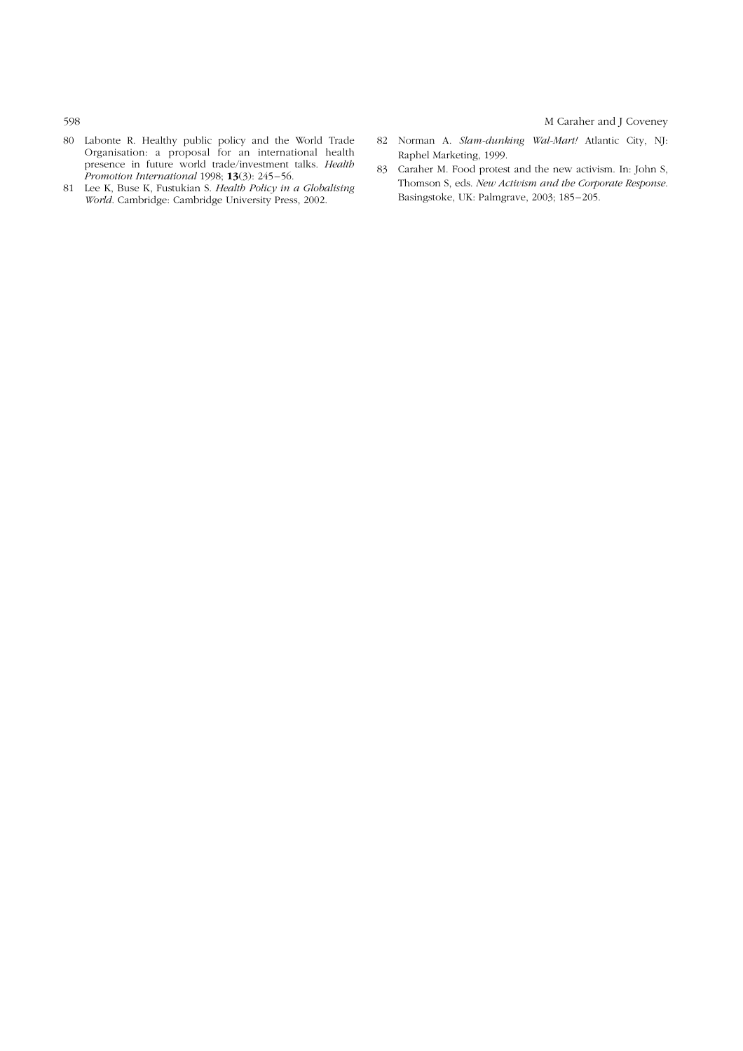80 Labonte R. Healthy public policy and the World Trade Organisation: a proposal for an international health presence in future world trade/investment talks. *Health Promotion International* 1998; **13**(3): 245–56.

81 Lee K, Buse K, Fustukian S. *Health Policy in a Globalising World*. Cambridge: Cambridge University Press, 2002.

82 Norman A. *Slam-dunking Wal-Mart!* Atlantic City, NJ: Raphel Marketing, 1999.

83 Caraher M. Food protest and the new activism. In: John S, Thomson S, eds. *New Activism and the Corporate Response*. Basingstoke, UK: Palmgrave, 2003; 185–205.